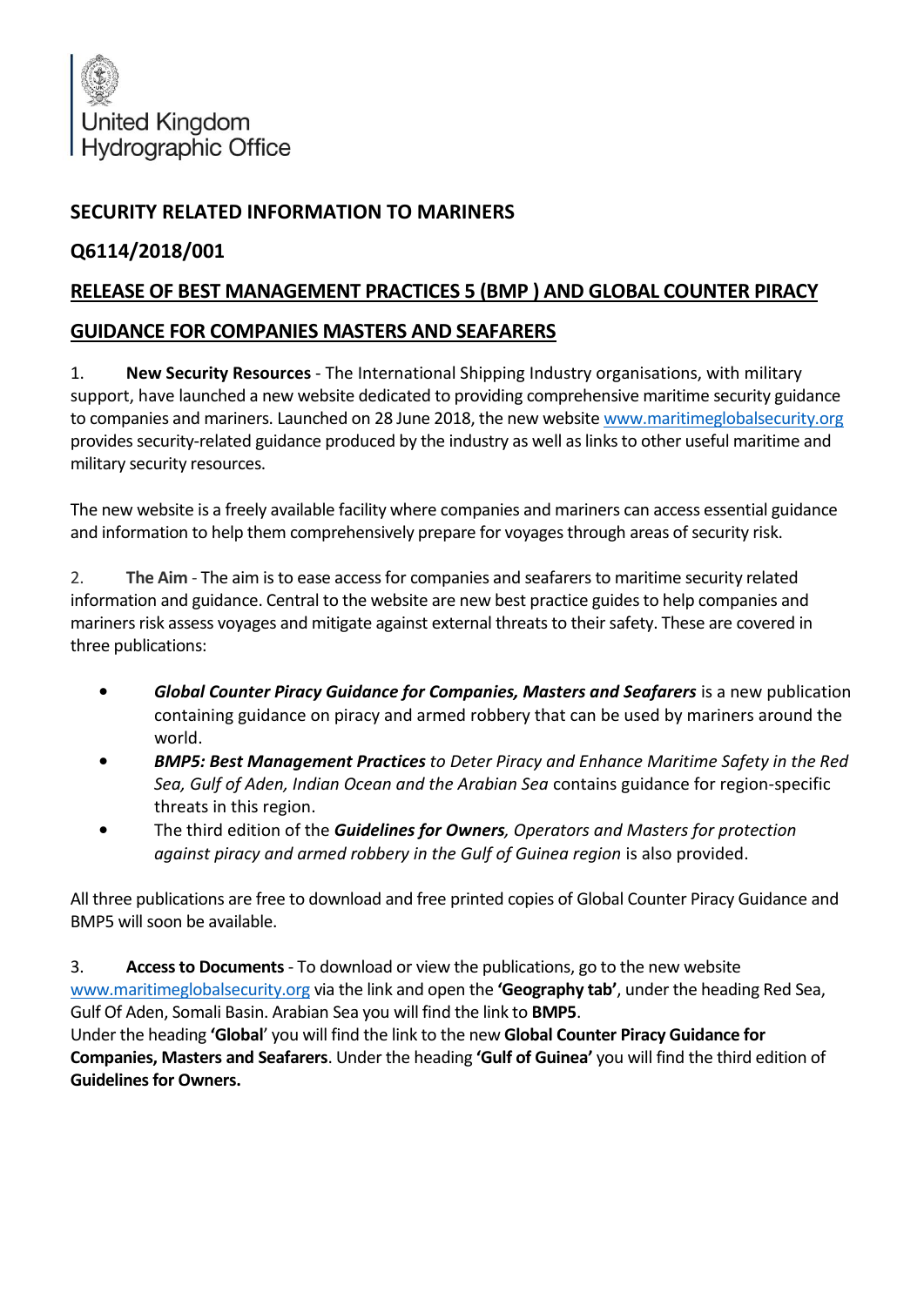United Kingdom
Hydrographic Office

## SECURITY RELATED INFORMATION TO MARINERS

## Q6114/2018/001

## RELEASE OF BEST MANAGEMENT PRACTICES 5 (BMP ) AND GLOBAL COUNTER PIRACY GUIDANCE FOR COMPANIES MASTERS AND SEAFARERS

1. **New Security Resources** - The International Shipping Industry organisations, with military support, have launched a new website dedicated to providing comprehensive maritime security guidance to companies and mariners. Launched on 28 June 2018, the new website www.maritimeglobalsecurity.org provides security-related guidance produced by the industry as well as links to other useful maritime and military security resources.

The new website is a freely available facility where companies and mariners can access essential guidance and information to help them comprehensively prepare for voyages through areas of security risk.

2. **The Aim** - The aim is to ease access for companies and seafarers to maritime security related information and guidance. Central to the website are new best practice guides to help companies and mariners risk assess voyages and mitigate against external threats to their safety. These are covered in three publications:

- ***Global Counter Piracy Guidance for Companies, Masters and Seafarers*** is a new publication containing guidance on piracy and armed robbery that can be used by mariners around the world.
- ***BMP5: Best Management Practices*** *to Deter Piracy and Enhance Maritime Safety in the Red Sea, Gulf of Aden, Indian Ocean and the Arabian Sea* contains guidance for region-specific threats in this region.
- The third edition of the ***Guidelines for Owners****, Operators and Masters for protection against piracy and armed robbery in the Gulf of Guinea region* is also provided.

All three publications are free to download and free printed copies of Global Counter Piracy Guidance and BMP5 will soon be available.

3. **Access to Documents** - To download or view the publications, go to the new website www.maritimeglobalsecurity.org via the link and open the **'Geography tab'**, under the heading Red Sea, Gulf Of Aden, Somali Basin. Arabian Sea you will find the link to **BMP5**.
Under the heading **'Global'** you will find the link to the new **Global Counter Piracy Guidance for Companies, Masters and Seafarers**. Under the heading **'Gulf of Guinea'** you will find the third edition of **Guidelines for Owners.**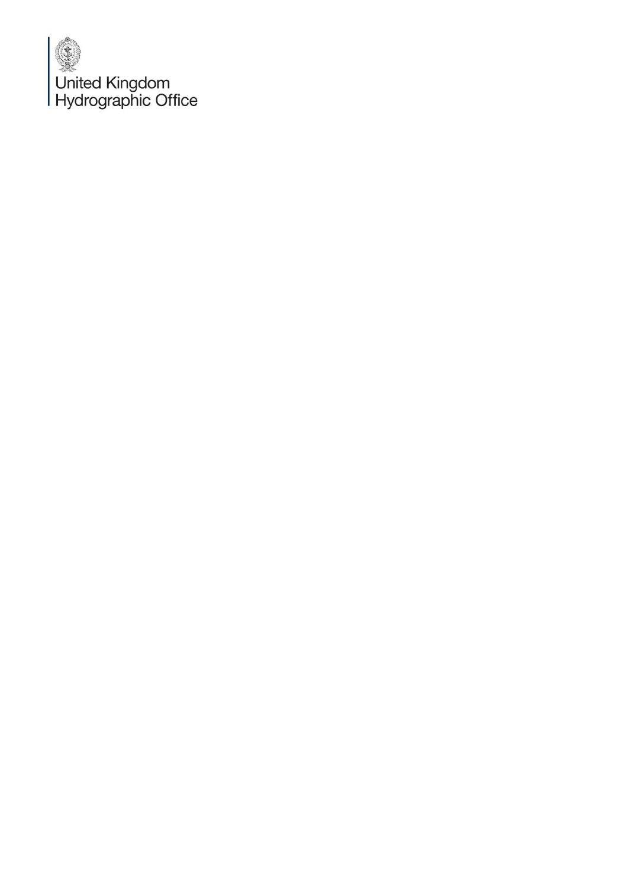United Kingdom
Hydrographic Office